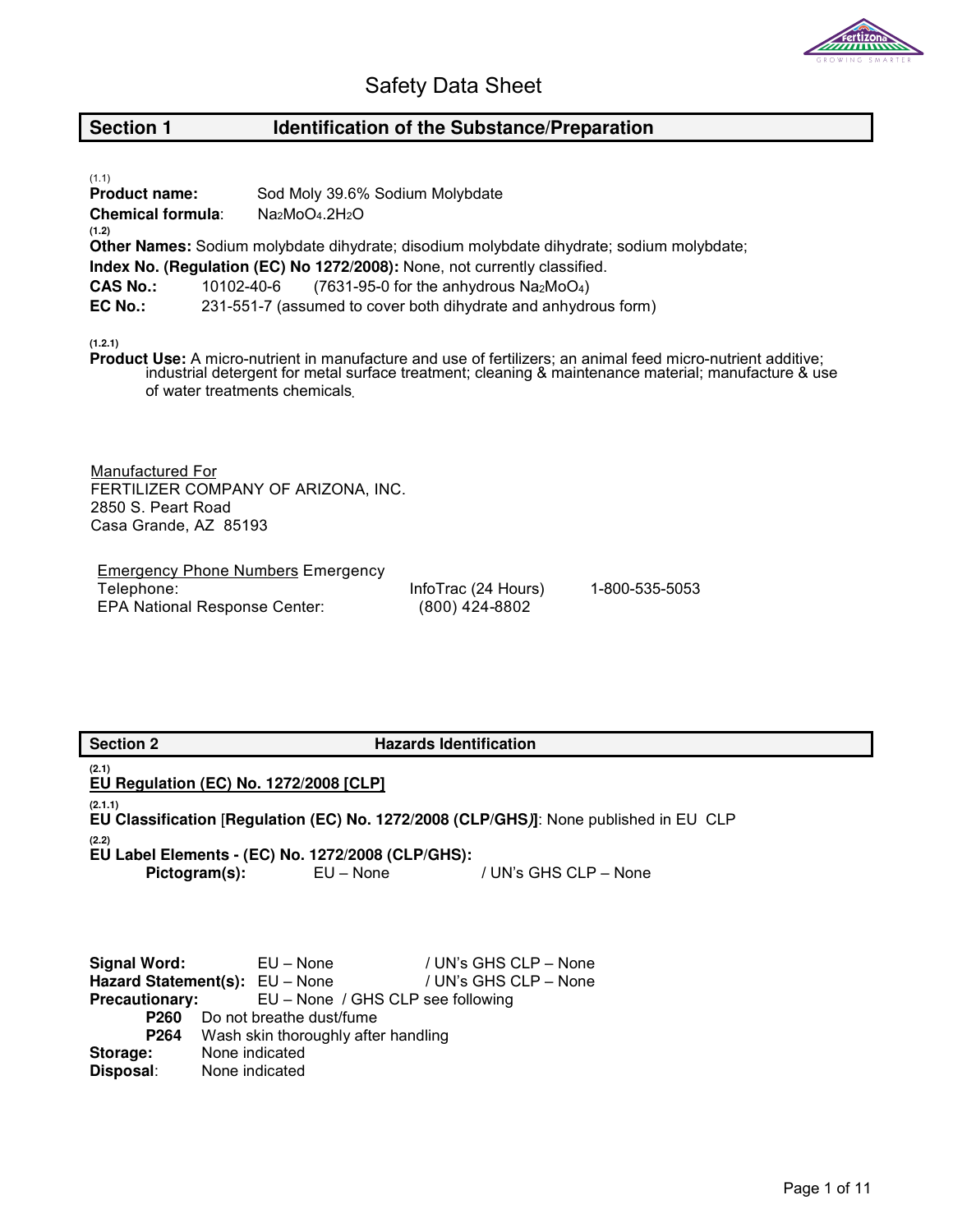# Safety Data Sheet

## Section 1 Identification of the Substance/Preparation

(1.1)
**Product name:** Sod Moly 39.6% Sodium Molybdate
**Chemical formula**: $Na_2MoO_4.2H_2O$

(1.2)
**Other Names:** Sodium molybdate dihydrate; disodium molybdate dihydrate; sodium molybdate;
**Index No. (Regulation (EC) No 1272/2008):** None, not currently classified.
**CAS No.:** 10102-40-6 (7631-95-0 for the anhydrous $Na_2MoO_4$)
**EC No.:** 231-551-7 (assumed to cover both dihydrate and anhydrous form)

(1.2.1)
**Product Use:** A micro-nutrient in manufacture and use of fertilizers; an animal feed micro-nutrient additive; industrial detergent for metal surface treatment; cleaning & maintenance material; manufacture & use of water treatments chemicals.

Manufactured For
FERTILIZER COMPANY OF ARIZONA, INC.
2850 S. Peart Road
Casa Grande, AZ 85193

Emergency Phone Numbers Emergency

| | | |
|---|---|---|
| Telephone: | InfoTrac (24 Hours) | 1-800-535-5053 |
| EPA National Response Center: | (800) 424-8802 | |

## Section 2 Hazards Identification

(2.1)
**EU Regulation (EC) No. 1272/2008 [CLP]**

(2.1.1)
**EU Classification [Regulation (EC) No. 1272/2008 (CLP/GHS)]**: None published in EU CLP

(2.2)
**EU Label Elements - (EC) No. 1272/2008 (CLP/GHS):**
**Pictogram(s):** EU – None / UN's GHS CLP – None

**Signal Word:** EU – None / UN's GHS CLP – None
**Hazard Statement(s):** EU – None / UN's GHS CLP – None
**Precautionary:** EU – None / GHS CLP see following
- **P260** Do not breathe dust/fume
- **P264** Wash skin thoroughly after handling

**Storage:** None indicated
**Disposal**: None indicated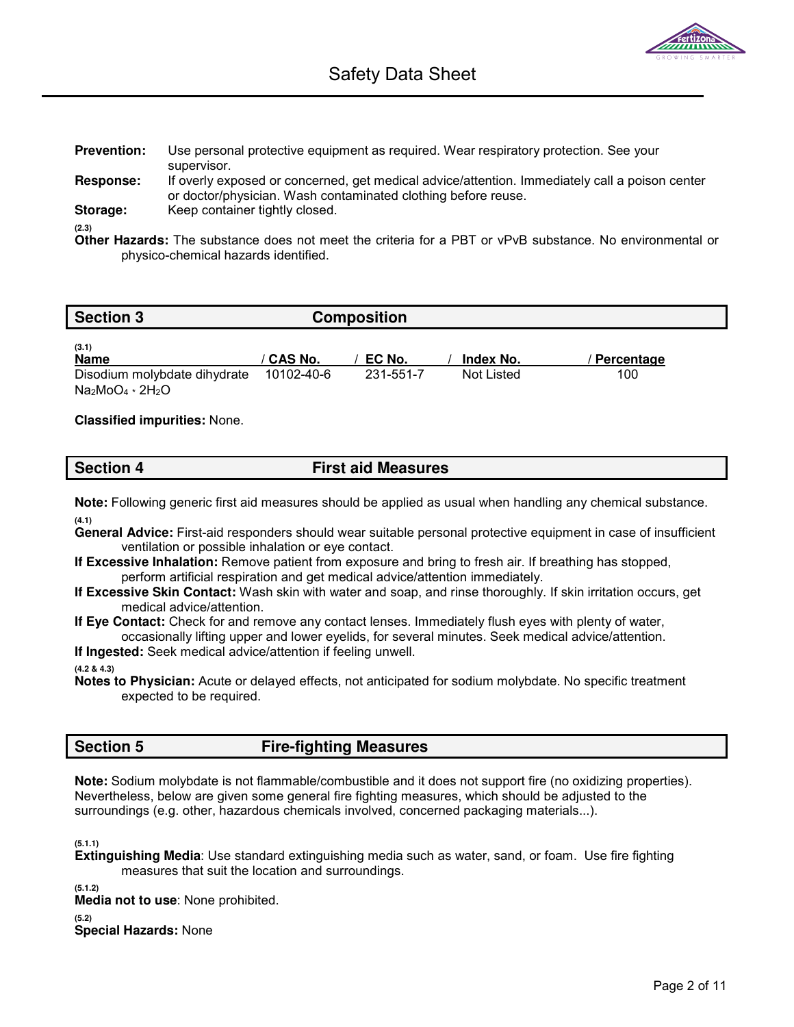**Prevention:** Use personal protective equipment as required. Wear respiratory protection. See your supervisor.

**Response:** If overly exposed or concerned, get medical advice/attention. Immediately call a poison center or doctor/physician. Wash contaminated clothing before reuse.

**Storage:** Keep container tightly closed.

(2.3)
**Other Hazards:** The substance does not meet the criteria for a PBT or vPvB substance. No environmental or physico-chemical hazards identified.

## Section 3 Composition

(3.1)

| Name | / CAS No. | / EC No. | / Index No. | / Percentage |
|---|---|---|---|---|
| Disodium molybdate dihydrate $Na_2MoO_4 * 2H_2O$ | 10102-40-6 | 231-551-7 | Not Listed | 100 |

**Classified impurities:** None.

## Section 4 First aid Measures

**Note:** Following generic first aid measures should be applied as usual when handling any chemical substance.

(4.1)
**General Advice:** First-aid responders should wear suitable personal protective equipment in case of insufficient ventilation or possible inhalation or eye contact.

**If Excessive Inhalation:** Remove patient from exposure and bring to fresh air. If breathing has stopped, perform artificial respiration and get medical advice/attention immediately.

**If Excessive Skin Contact:** Wash skin with water and soap, and rinse thoroughly. If skin irritation occurs, get medical advice/attention.

**If Eye Contact:** Check for and remove any contact lenses. Immediately flush eyes with plenty of water, occasionally lifting upper and lower eyelids, for several minutes. Seek medical advice/attention.

**If Ingested:** Seek medical advice/attention if feeling unwell.

(4.2 & 4.3)
**Notes to Physician:** Acute or delayed effects, not anticipated for sodium molybdate. No specific treatment expected to be required.

## Section 5 Fire-fighting Measures

**Note:** Sodium molybdate is not flammable/combustible and it does not support fire (no oxidizing properties). Nevertheless, below are given some general fire fighting measures, which should be adjusted to the surroundings (e.g. other, hazardous chemicals involved, concerned packaging materials...).

(5.1.1)
**Extinguishing Media**: Use standard extinguishing media such as water, sand, or foam. Use fire fighting measures that suit the location and surroundings.

(5.1.2)
**Media not to use**: None prohibited.

(5.2)
**Special Hazards:** None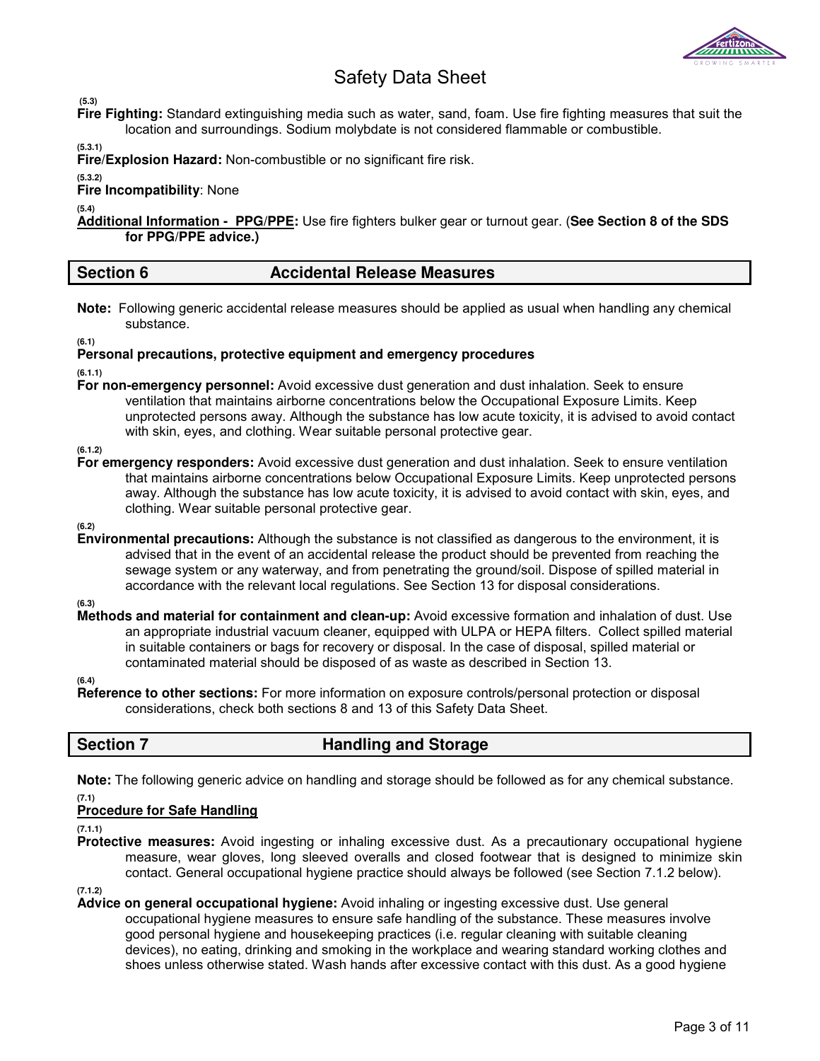(5.3)

**Fire Fighting:** Standard extinguishing media such as water, sand, foam. Use fire fighting measures that suit the location and surroundings. Sodium molybdate is not considered flammable or combustible.

(5.3.1)

**Fire/Explosion Hazard:** Non-combustible or no significant fire risk.

(5.3.2)

**Fire Incompatibility**: None

(5.4)

**Additional Information - PPG/PPE:** Use fire fighters bulker gear or turnout gear. (**See Section 8 of the SDS for PPG/PPE advice.)**

## Section 6 Accidental Release Measures

**Note:** Following generic accidental release measures should be applied as usual when handling any chemical substance.

(6.1)

**Personal precautions, protective equipment and emergency procedures**

(6.1.1)

**For non-emergency personnel:** Avoid excessive dust generation and dust inhalation. Seek to ensure ventilation that maintains airborne concentrations below the Occupational Exposure Limits. Keep unprotected persons away. Although the substance has low acute toxicity, it is advised to avoid contact with skin, eyes, and clothing. Wear suitable personal protective gear.

(6.1.2)

**For emergency responders:** Avoid excessive dust generation and dust inhalation. Seek to ensure ventilation that maintains airborne concentrations below Occupational Exposure Limits. Keep unprotected persons away. Although the substance has low acute toxicity, it is advised to avoid contact with skin, eyes, and clothing. Wear suitable personal protective gear.

(6.2)

**Environmental precautions:** Although the substance is not classified as dangerous to the environment, it is advised that in the event of an accidental release the product should be prevented from reaching the sewage system or any waterway, and from penetrating the ground/soil. Dispose of spilled material in accordance with the relevant local regulations. See Section 13 for disposal considerations.

(6.3)

**Methods and material for containment and clean-up:** Avoid excessive formation and inhalation of dust. Use an appropriate industrial vacuum cleaner, equipped with ULPA or HEPA filters. Collect spilled material in suitable containers or bags for recovery or disposal. In the case of disposal, spilled material or contaminated material should be disposed of as waste as described in Section 13.

(6.4)

**Reference to other sections:** For more information on exposure controls/personal protection or disposal considerations, check both sections 8 and 13 of this Safety Data Sheet.

## Section 7 Handling and Storage

**Note:** The following generic advice on handling and storage should be followed as for any chemical substance.

(7.1)

**Procedure for Safe Handling**

(7.1.1)

**Protective measures:** Avoid ingesting or inhaling excessive dust. As a precautionary occupational hygiene measure, wear gloves, long sleeved overalls and closed footwear that is designed to minimize skin contact. General occupational hygiene practice should always be followed (see Section 7.1.2 below).

(7.1.2)

**Advice on general occupational hygiene:** Avoid inhaling or ingesting excessive dust. Use general occupational hygiene measures to ensure safe handling of the substance. These measures involve good personal hygiene and housekeeping practices (i.e. regular cleaning with suitable cleaning devices), no eating, drinking and smoking in the workplace and wearing standard working clothes and shoes unless otherwise stated. Wash hands after excessive contact with this dust. As a good hygiene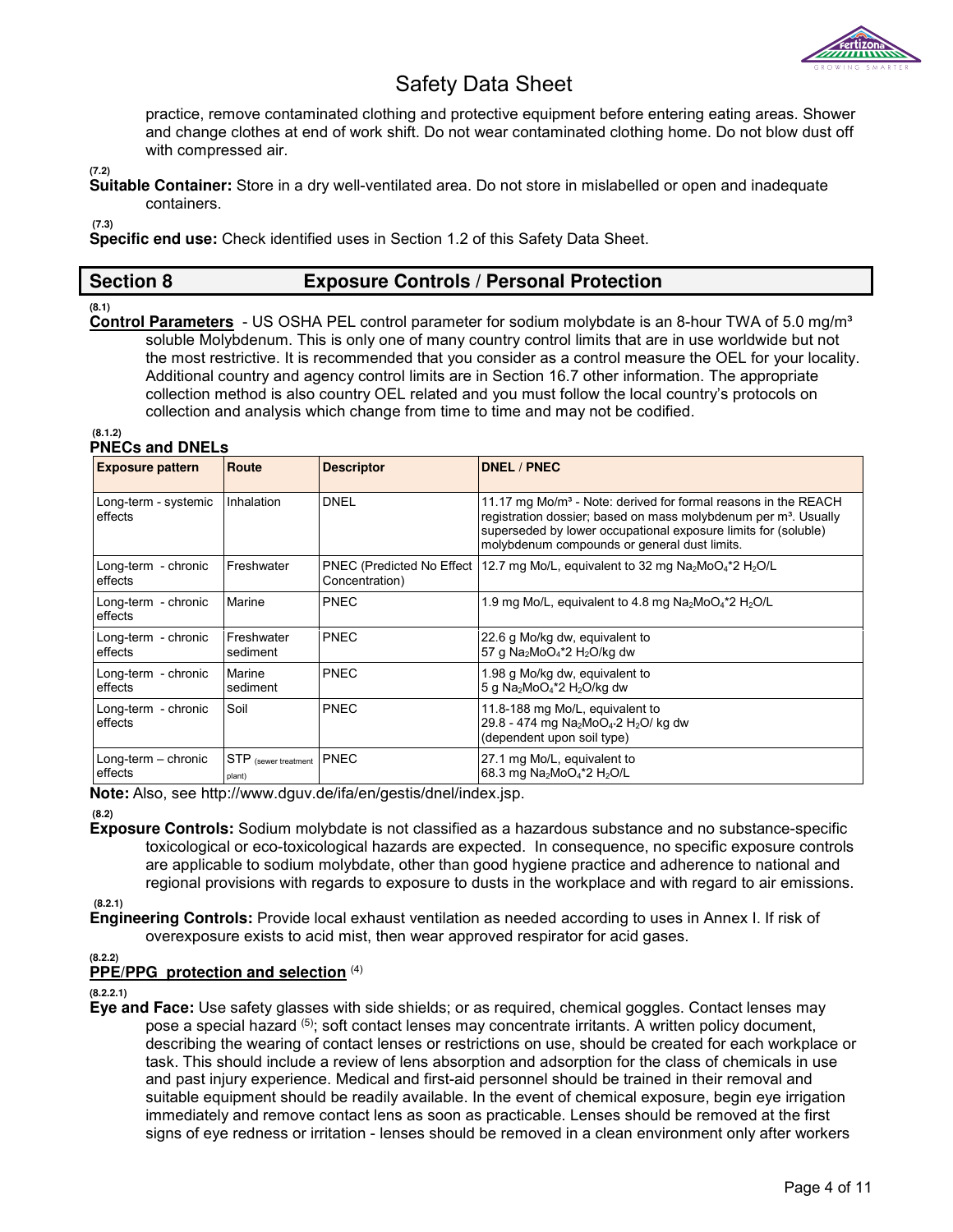practice, remove contaminated clothing and protective equipment before entering eating areas. Shower and change clothes at end of work shift. Do not wear contaminated clothing home. Do not blow dust off with compressed air.

(7.2)

**Suitable Container:** Store in a dry well-ventilated area. Do not store in mislabelled or open and inadequate containers.

(7.3)

**Specific end use:** Check identified uses in Section 1.2 of this Safety Data Sheet.

## Section 8 Exposure Controls / Personal Protection

(8.1)

**Control Parameters** - US OSHA PEL control parameter for sodium molybdate is an 8-hour TWA of 5.0 mg/m³ soluble Molybdenum. This is only one of many country control limits that are in use worldwide but not the most restrictive. It is recommended that you consider as a control measure the OEL for your locality. Additional country and agency control limits are in Section 16.7 other information. The appropriate collection method is also country OEL related and you must follow the local country's protocols on collection and analysis which change from time to time and may not be codified.

(8.1.2)

**PNECs and DNELs**

| Exposure pattern | Route | Descriptor | DNEL / PNEC |
|---|---|---|---|
| Long-term - systemic effects | Inhalation | DNEL | 11.17 mg Mo/m³ - Note: derived for formal reasons in the REACH registration dossier; based on mass molybdenum per m³. Usually superseded by lower occupational exposure limits for (soluble) molybdenum compounds or general dust limits. |
| Long-term - chronic effects | Freshwater | PNEC (Predicted No Effect Concentration) | 12.7 mg Mo/L, equivalent to 32 mg $Na_2MoO_4$*2 $H_2O$/L |
| Long-term - chronic effects | Marine | PNEC | 1.9 mg Mo/L, equivalent to 4.8 mg $Na_2MoO_4$*2 $H_2O$/L |
| Long-term - chronic effects | Freshwater sediment | PNEC | 22.6 g Mo/kg dw, equivalent to 57 g $Na_2MoO_4$*2 $H_2O$/kg dw |
| Long-term - chronic effects | Marine sediment | PNEC | 1.98 g Mo/kg dw, equivalent to 5 g $Na_2MoO_4$*2 $H_2O$/kg dw |
| Long-term - chronic effects | Soil | PNEC | 11.8-188 mg Mo/L, equivalent to 29.8 - 474 mg $Na_2MoO_4$·2 $H_2O$/ kg dw (dependent upon soil type) |
| Long-term – chronic effects | STP (sewer treatment plant) | PNEC | 27.1 mg Mo/L, equivalent to 68.3 mg $Na_2MoO_4$*2 $H_2O$/L |

**Note:** Also, see http://www.dguv.de/ifa/en/gestis/dnel/index.jsp.

(8.2)

**Exposure Controls:** Sodium molybdate is not classified as a hazardous substance and no substance-specific toxicological or eco-toxicological hazards are expected. In consequence, no specific exposure controls are applicable to sodium molybdate, other than good hygiene practice and adherence to national and regional provisions with regards to exposure to dusts in the workplace and with regard to air emissions.

(8.2.1)

**Engineering Controls:** Provide local exhaust ventilation as needed according to uses in Annex I. If risk of overexposure exists to acid mist, then wear approved respirator for acid gases.

(8.2.2)

**PPE/PPG protection and selection** [4]

(8.2.2.1)

**Eye and Face:** Use safety glasses with side shields; or as required, chemical goggles. Contact lenses may pose a special hazard [5]; soft contact lenses may concentrate irritants. A written policy document, describing the wearing of contact lenses or restrictions on use, should be created for each workplace or task. This should include a review of lens absorption and adsorption for the class of chemicals in use and past injury experience. Medical and first-aid personnel should be trained in their removal and suitable equipment should be readily available. In the event of chemical exposure, begin eye irrigation immediately and remove contact lens as soon as practicable. Lenses should be removed at the first signs of eye redness or irritation - lenses should be removed in a clean environment only after workers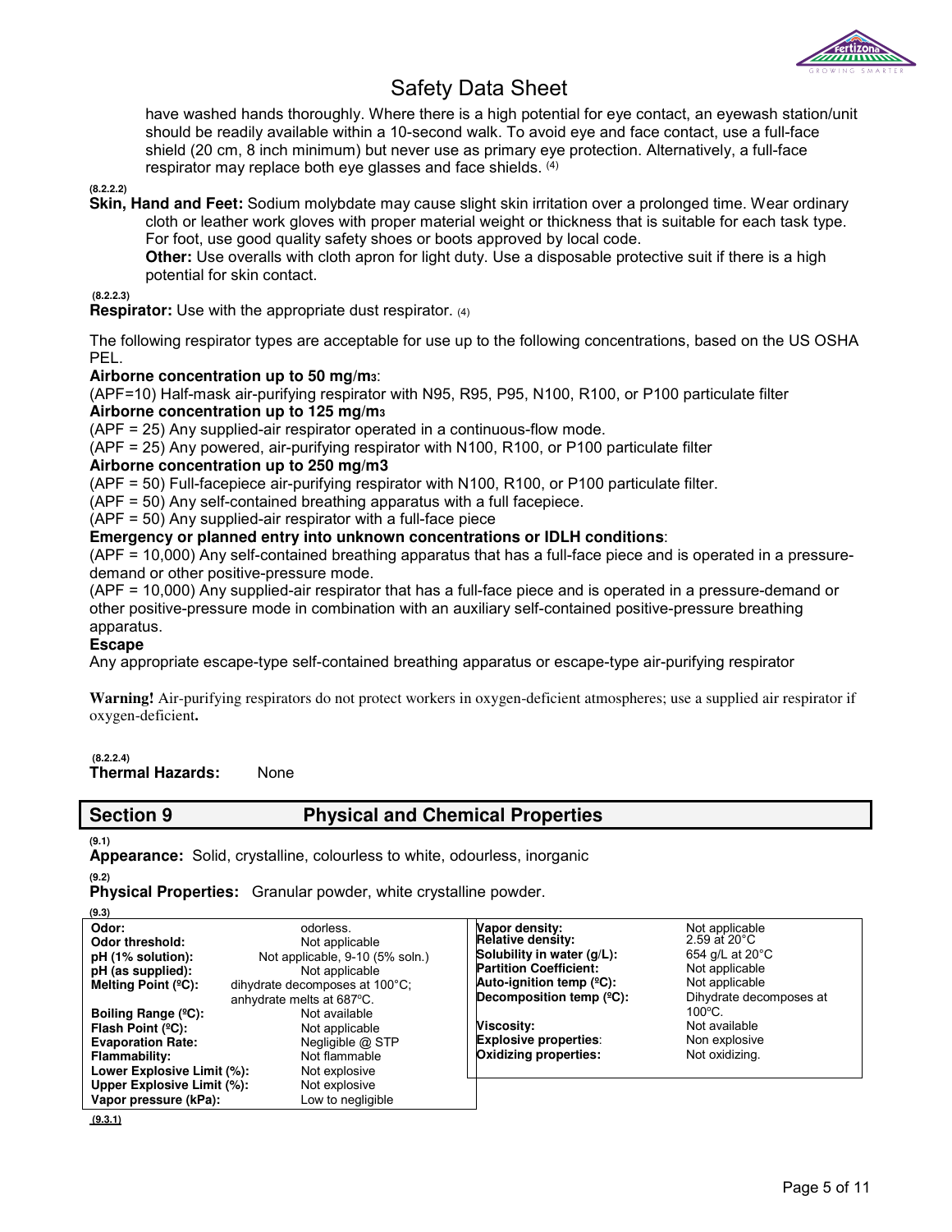have washed hands thoroughly. Where there is a high potential for eye contact, an eyewash station/unit should be readily available within a 10-second walk. To avoid eye and face contact, use a full-face shield (20 cm, 8 inch minimum) but never use as primary eye protection. Alternatively, a full-face respirator may replace both eye glasses and face shields. (4)

(8.2.2.2)

**Skin, Hand and Feet:** Sodium molybdate may cause slight skin irritation over a prolonged time. Wear ordinary cloth or leather work gloves with proper material weight or thickness that is suitable for each task type. For foot, use good quality safety shoes or boots approved by local code.

**Other:** Use overalls with cloth apron for light duty. Use a disposable protective suit if there is a high potential for skin contact.

(8.2.2.3)

**Respirator:** Use with the appropriate dust respirator. (4)

The following respirator types are acceptable for use up to the following concentrations, based on the US OSHA PEL.

**Airborne concentration up to 50 mg/m3:**

(APF=10) Half-mask air-purifying respirator with N95, R95, P95, N100, R100, or P100 particulate filter

**Airborne concentration up to 125 mg/m3**

(APF = 25) Any supplied-air respirator operated in a continuous-flow mode.

(APF = 25) Any powered, air-purifying respirator with N100, R100, or P100 particulate filter

**Airborne concentration up to 250 mg/m3**

(APF = 50) Full-facepiece air-purifying respirator with N100, R100, or P100 particulate filter.

(APF = 50) Any self-contained breathing apparatus with a full facepiece.

(APF = 50) Any supplied-air respirator with a full-face piece

**Emergency or planned entry into unknown concentrations or IDLH conditions:**

(APF = 10,000) Any self-contained breathing apparatus that has a full-face piece and is operated in a pressure-demand or other positive-pressure mode.

(APF = 10,000) Any supplied-air respirator that has a full-face piece and is operated in a pressure-demand or other positive-pressure mode in combination with an auxiliary self-contained positive-pressure breathing apparatus.

**Escape**

Any appropriate escape-type self-contained breathing apparatus or escape-type air-purifying respirator

**Warning!** Air-purifying respirators do not protect workers in oxygen-deficient atmospheres; use a supplied air respirator if oxygen-deficient**.**

(8.2.2.4)

**Thermal Hazards:** None

## Section 9 Physical and Chemical Properties

(9.1)

**Appearance:** Solid, crystalline, colourless to white, odourless, inorganic

(9.2)

**Physical Properties:** Granular powder, white crystalline powder.

(9.3)

| Property | Value |
|---|---|
| **Odor:** | odorless. |
| **Odor threshold:** | Not applicable |
| **pH (1% solution):** | Not applicable, 9-10 (5% soln.) |
| **pH (as supplied):** | Not applicable |
| **Melting Point (ºC):** | dihydrate decomposes at 100°C; anhydrate melts at 687ºC. |
| **Boiling Range (ºC):** | Not available |
| **Flash Point (ºC):** | Not applicable |
| **Evaporation Rate:** | Negligible @ STP |
| **Flammability:** | Not flammable |
| **Lower Explosive Limit (%):** | Not explosive |
| **Upper Explosive Limit (%):** | Not explosive |
| **Vapor pressure (kPa):** | Low to negligible |
| **Vapor density:** | Not applicable |
| **Relative density:** | 2.59 at 20°C |
| **Solubility in water (g/L):** | 654 g/L at 20°C |
| **Partition Coefficient:** | Not applicable |
| **Auto-ignition temp (ºC):** | Not applicable |
| **Decomposition temp (ºC):** | Dihydrate decomposes at 100ºC. |
| **Viscosity:** | Not available |
| **Explosive properties:** | Non explosive |
| **Oxidizing properties:** | Not oxidizing. |

(9.3.1)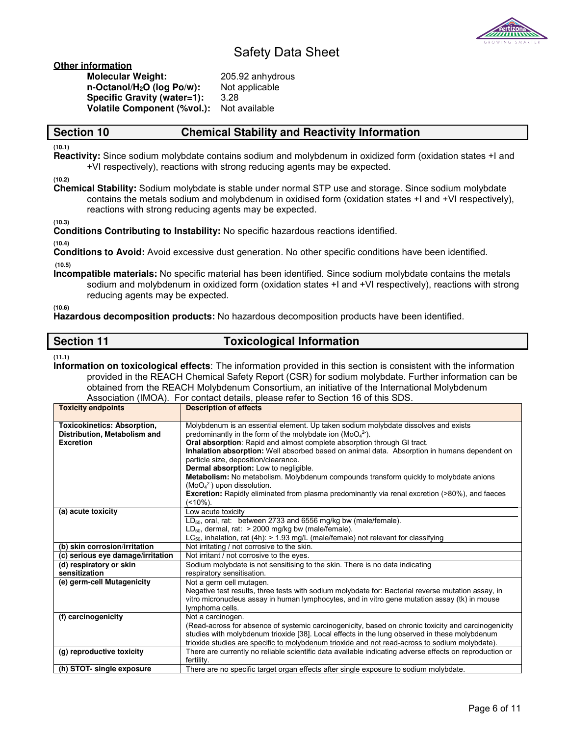**Other information**

**Molecular Weight:** 205.92 anhydrous
**n-Octanol/$H_2O$ (log Po/w):** Not applicable
**Specific Gravity (water=1):** 3.28
**Volatile Component (%vol.):** Not available

## Section 10 Chemical Stability and Reactivity Information

(10.1)
**Reactivity:** Since sodium molybdate contains sodium and molybdenum in oxidized form (oxidation states +I and +VI respectively), reactions with strong reducing agents may be expected.

(10.2)
**Chemical Stability:** Sodium molybdate is stable under normal STP use and storage. Since sodium molybdate contains the metals sodium and molybdenum in oxidised form (oxidation states +I and +VI respectively), reactions with strong reducing agents may be expected.

(10.3)
**Conditions Contributing to Instability:** No specific hazardous reactions identified.

(10.4)
**Conditions to Avoid:** Avoid excessive dust generation. No other specific conditions have been identified.

(10.5)
**Incompatible materials:** No specific material has been identified. Since sodium molybdate contains the metals sodium and molybdenum in oxidized form (oxidation states +I and +VI respectively), reactions with strong reducing agents may be expected.

(10.6)
**Hazardous decomposition products:** No hazardous decomposition products have been identified.

## Section 11 Toxicological Information

(11.1)
**Information on toxicological effects**: The information provided in this section is consistent with the information provided in the REACH Chemical Safety Report (CSR) for sodium molybdate. Further information can be obtained from the REACH Molybdenum Consortium, an initiative of the International Molybdenum Association (IMOA). For contact details, please refer to Section 16 of this SDS.

| Toxicity endpoints | Description of effects |
|---|---|
| **Toxicokinetics: Absorption, Distribution, Metabolism and Excretion** | Molybdenum is an essential element. Up taken sodium molybdate dissolves and exists predominantly in the form of the molybdate ion ($MoO_4^{2-}$).<br>**Oral absorption**: Rapid and almost complete absorption through GI tract.<br>**Inhalation absorption:** Well absorbed based on animal data. Absorption in humans dependent on particle size, deposition/clearance.<br>**Dermal absorption:** Low to negligible.<br>**Metabolism:** No metabolism. Molybdenum compounds transform quickly to molybdate anions ($MoO_4^{2-}$) upon dissolution.<br>**Excretion:** Rapidly eliminated from plasma predominantly via renal excretion (>80%), and faeces (<10%). |
| **(a) acute toxicity** | Low acute toxicity<br>$LD_{50}$, oral, rat: between 2733 and 6556 mg/kg bw (male/female).<br>$LD_{50}$, dermal, rat: > 2000 mg/kg bw (male/female).<br>$LC_{50}$, inhalation, rat (4h): > 1.93 mg/L (male/female) not relevant for classifying |
| **(b) skin corrosion/irritation** | Not irritating / not corrosive to the skin. |
| **(c) serious eye damage/irritation** | Not irritant / not corrosive to the eyes. |
| **(d) respiratory or skin sensitization** | Sodium molybdate is not sensitising to the skin. There is no data indicating respiratory sensitisation. |
| **(e) germ-cell Mutagenicity** | Not a germ cell mutagen.<br>Negative test results, three tests with sodium molybdate for: Bacterial reverse mutation assay, in vitro micronucleus assay in human lymphocytes, and in vitro gene mutation assay (tk) in mouse lymphoma cells. |
| **(f) carcinogenicity** | Not a carcinogen.<br>(Read-across for absence of systemic carcinogenicity, based on chronic toxicity and carcinogenicity studies with molybdenum trioxide [38]. Local effects in the lung observed in these molybdenum trioxide studies are specific to molybdenum trioxide and not read-across to sodium molybdate). |
| **(g) reproductive toxicity** | There are currently no reliable scientific data available indicating adverse effects on reproduction or fertility. |
| **(h) STOT- single exposure** | There are no specific target organ effects after single exposure to sodium molybdate. |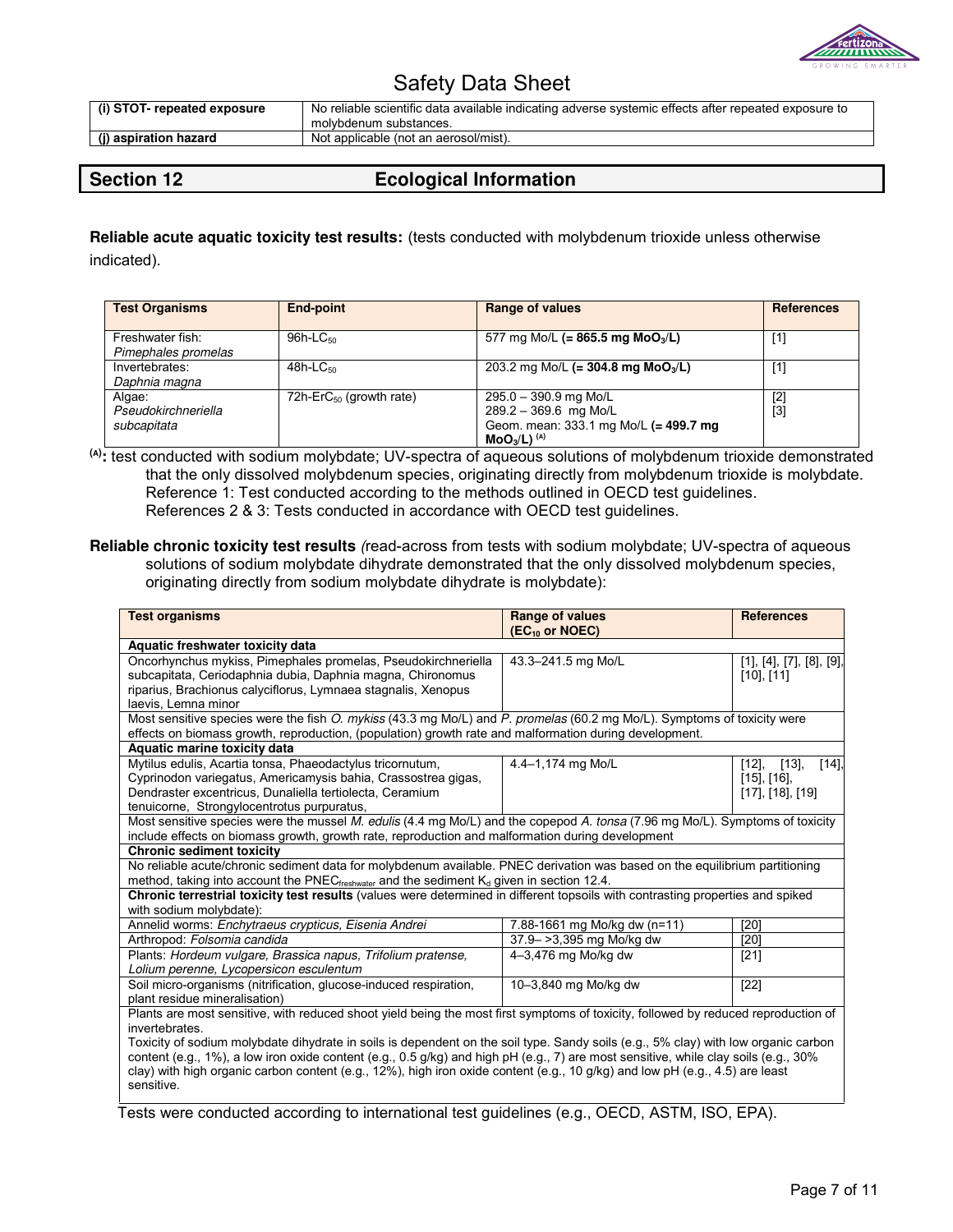# Safety Data Sheet

| (i) STOT- repeated exposure | No reliable scientific data available indicating adverse systemic effects after repeated exposure to molybdenum substances. |
|---|---|
| (j) aspiration hazard | Not applicable (not an aerosol/mist). |

## Section 12 Ecological Information

**Reliable acute aquatic toxicity test results:** (tests conducted with molybdenum trioxide unless otherwise indicated).

| Test Organisms | End-point | Range of values | References |
|---|---|---|---|
| Freshwater fish: *Pimephales promelas* | 96h-$LC_{50}$ | 577 mg Mo/L **(= 865.5 mg $MoO_3$/L)** | [1] |
| Invertebrates: *Daphnia magna* | 48h-$LC_{50}$ | 203.2 mg Mo/L **(= 304.8 mg $MoO_3$/L)** | [1] |
| Algae: *Pseudokirchneriella subcapitata* | 72h-$ErC_{50}$ (growth rate) | 295.0 – 390.9 mg Mo/L<br>289.2 – 369.6 mg Mo/L<br>Geom. mean: 333.1 mg Mo/L **(= 499.7 mg $MoO_3$/L)** [(A)] | [2]<br>[3] |

**(A):** test conducted with sodium molybdate; UV-spectra of aqueous solutions of molybdenum trioxide demonstrated that the only dissolved molybdenum species, originating directly from molybdenum trioxide is molybdate.
Reference 1: Test conducted according to the methods outlined in OECD test guidelines.
References 2 & 3: Tests conducted in accordance with OECD test guidelines.

**Reliable chronic toxicity test results** *(*read-across from tests with sodium molybdate; UV-spectra of aqueous solutions of sodium molybdate dihydrate demonstrated that the only dissolved molybdenum species, originating directly from sodium molybdate dihydrate is molybdate):

| Test organisms | Range of values ($EC_{10}$ or NOEC) | References |
|---|---|---|
| **Aquatic freshwater toxicity data** | | |
| Oncorhynchus mykiss, Pimephales promelas, Pseudokirchneriella subcapitata, Ceriodaphnia dubia, Daphnia magna, Chironomus riparius, Brachionus calyciflorus, Lymnaea stagnalis, Xenopus laevis, Lemna minor | 43.3–241.5 mg Mo/L | [1], [4], [7], [8], [9], [10], [11] |
| Most sensitive species were the fish *O. mykiss* (43.3 mg Mo/L) and *P. promelas* (60.2 mg Mo/L). Symptoms of toxicity were effects on biomass growth, reproduction, (population) growth rate and malformation during development. | | |
| **Aquatic marine toxicity data** | | |
| Mytilus edulis, Acartia tonsa, Phaeodactylus tricornutum, Cyprinodon variegatus, Americamysis bahia, Crassostrea gigas, Dendraster excentricus, Dunaliella tertiolecta, Ceramium tenuicorne, Strongylocentrotus purpuratus, | 4.4–1,174 mg Mo/L | [12], [13], [14], [15], [16], [17], [18], [19] |
| Most sensitive species were the mussel *M. edulis* (4.4 mg Mo/L) and the copepod *A. tonsa* (7.96 mg Mo/L). Symptoms of toxicity include effects on biomass growth, growth rate, reproduction and malformation during development | | |
| **Chronic sediment toxicity** | | |
| No reliable acute/chronic sediment data for molybdenum available. PNEC derivation was based on the equilibrium partitioning method, taking into account the $PNEC_{freshwater}$ and the sediment $K_d$ given in section 12.4. | | |
| **Chronic terrestrial toxicity test results** (values were determined in different topsoils with contrasting properties and spiked with sodium molybdate): | | |
| Annelid worms: *Enchytraeus crypticus, Eisenia Andrei* | 7.88-1661 mg Mo/kg dw (n=11) | [20] |
| Arthropod: *Folsomia candida* | 37.9– >3,395 mg Mo/kg dw | [20] |
| Plants: *Hordeum vulgare, Brassica napus, Trifolium pratense, Lolium perenne, Lycopersicon esculentum* | 4–3,476 mg Mo/kg dw | [21] |
| Soil micro-organisms (nitrification, glucose-induced respiration, plant residue mineralisation) | 10–3,840 mg Mo/kg dw | [22] |
| Plants are most sensitive, with reduced shoot yield being the most first symptoms of toxicity, followed by reduced reproduction of invertebrates.<br>Toxicity of sodium molybdate dihydrate in soils is dependent on the soil type. Sandy soils (e.g., 5% clay) with low organic carbon content (e.g., 1%), a low iron oxide content (e.g., 0.5 g/kg) and high pH (e.g., 7) are most sensitive, while clay soils (e.g., 30% clay) with high organic carbon content (e.g., 12%), high iron oxide content (e.g., 10 g/kg) and low pH (e.g., 4.5) are least sensitive. | | |

Tests were conducted according to international test guidelines (e.g., OECD, ASTM, ISO, EPA).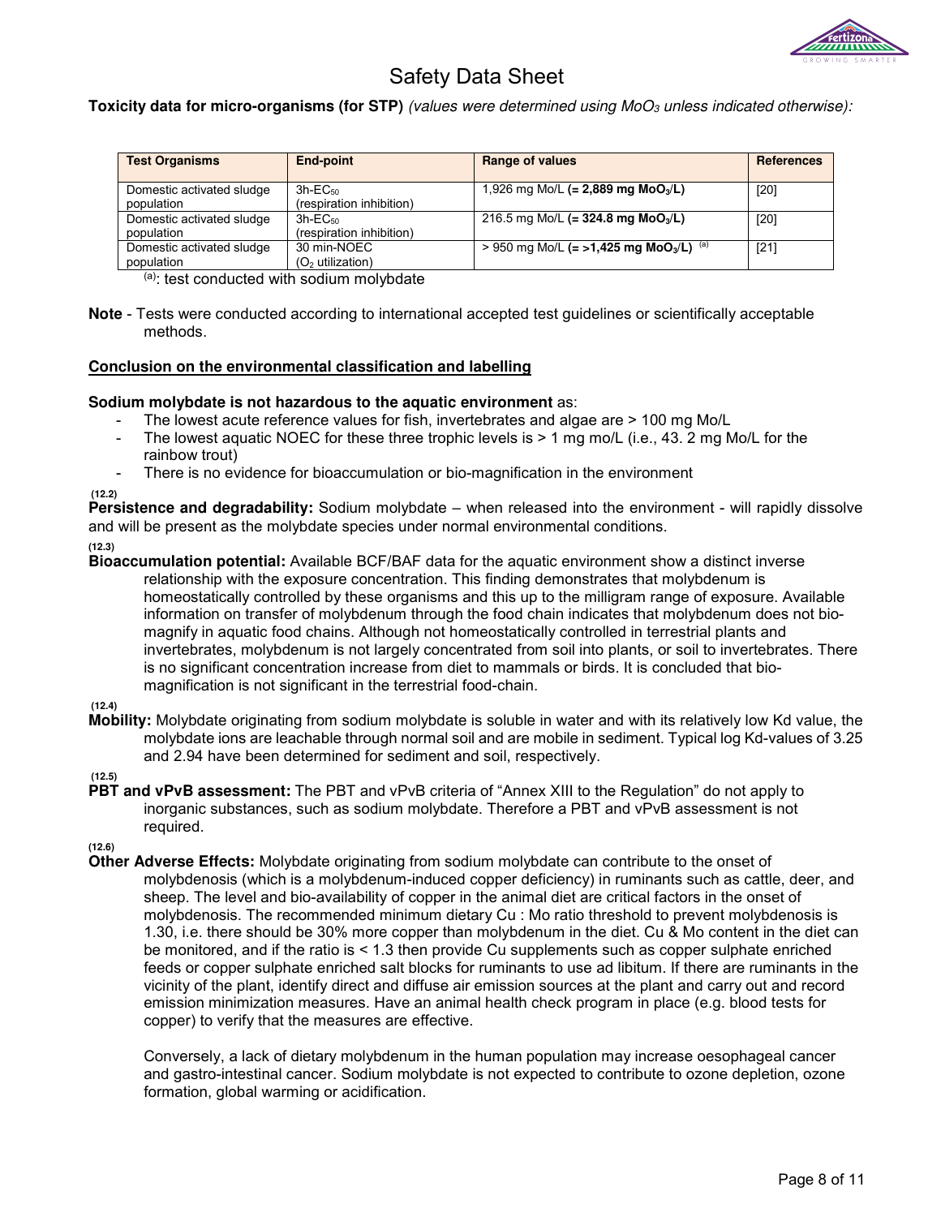**Toxicity data for micro-organisms (for STP)** *(values were determined using $MoO_3$ unless indicated otherwise):*

| Test Organisms | End-point | Range of values | References |
|---|---|---|---|
| Domestic activated sludge population | 3h-$EC_{50}$ (respiration inhibition) | 1,926 mg Mo/L **(= 2,889 mg $MoO_3$/L)** | [20] |
| Domestic activated sludge population | 3h-$EC_{50}$ (respiration inhibition) | 216.5 mg Mo/L **(= 324.8 mg $MoO_3$/L)** | [20] |
| Domestic activated sludge population | 30 min-NOEC ($O_2$ utilization) | > 950 mg Mo/L **(= >1,425 mg $MoO_3$/L)** [(a)] | [21] |

[(a)]: test conducted with sodium molybdate

**Note** - Tests were conducted according to international accepted test guidelines or scientifically acceptable methods.

**Conclusion on the environmental classification and labelling**

**Sodium molybdate is not hazardous to the aquatic environment** as:

- The lowest acute reference values for fish, invertebrates and algae are > 100 mg Mo/L
- The lowest aquatic NOEC for these three trophic levels is > 1 mg mo/L (i.e., 43. 2 mg Mo/L for the rainbow trout)
- There is no evidence for bioaccumulation or bio-magnification in the environment

(12.2)
**Persistence and degradability:** Sodium molybdate – when released into the environment - will rapidly dissolve and will be present as the molybdate species under normal environmental conditions.

(12.3)
**Bioaccumulation potential:** Available BCF/BAF data for the aquatic environment show a distinct inverse relationship with the exposure concentration. This finding demonstrates that molybdenum is homeostatically controlled by these organisms and this up to the milligram range of exposure. Available information on transfer of molybdenum through the food chain indicates that molybdenum does not bio-magnify in aquatic food chains. Although not homeostatically controlled in terrestrial plants and invertebrates, molybdenum is not largely concentrated from soil into plants, or soil to invertebrates. There is no significant concentration increase from diet to mammals or birds. It is concluded that bio-magnification is not significant in the terrestrial food-chain.

(12.4)
**Mobility:** Molybdate originating from sodium molybdate is soluble in water and with its relatively low Kd value, the molybdate ions are leachable through normal soil and are mobile in sediment. Typical log Kd-values of 3.25 and 2.94 have been determined for sediment and soil, respectively.

(12.5)
**PBT and vPvB assessment:** The PBT and vPvB criteria of "Annex XIII to the Regulation" do not apply to inorganic substances, such as sodium molybdate. Therefore a PBT and vPvB assessment is not required.

(12.6)
**Other Adverse Effects:** Molybdate originating from sodium molybdate can contribute to the onset of molybdenosis (which is a molybdenum-induced copper deficiency) in ruminants such as cattle, deer, and sheep. The level and bio-availability of copper in the animal diet are critical factors in the onset of molybdenosis. The recommended minimum dietary Cu : Mo ratio threshold to prevent molybdenosis is 1.30, i.e. there should be 30% more copper than molybdenum in the diet. Cu & Mo content in the diet can be monitored, and if the ratio is < 1.3 then provide Cu supplements such as copper sulphate enriched feeds or copper sulphate enriched salt blocks for ruminants to use ad libitum. If there are ruminants in the vicinity of the plant, identify direct and diffuse air emission sources at the plant and carry out and record emission minimization measures. Have an animal health check program in place (e.g. blood tests for copper) to verify that the measures are effective.

Conversely, a lack of dietary molybdenum in the human population may increase oesophageal cancer and gastro-intestinal cancer. Sodium molybdate is not expected to contribute to ozone depletion, ozone formation, global warming or acidification.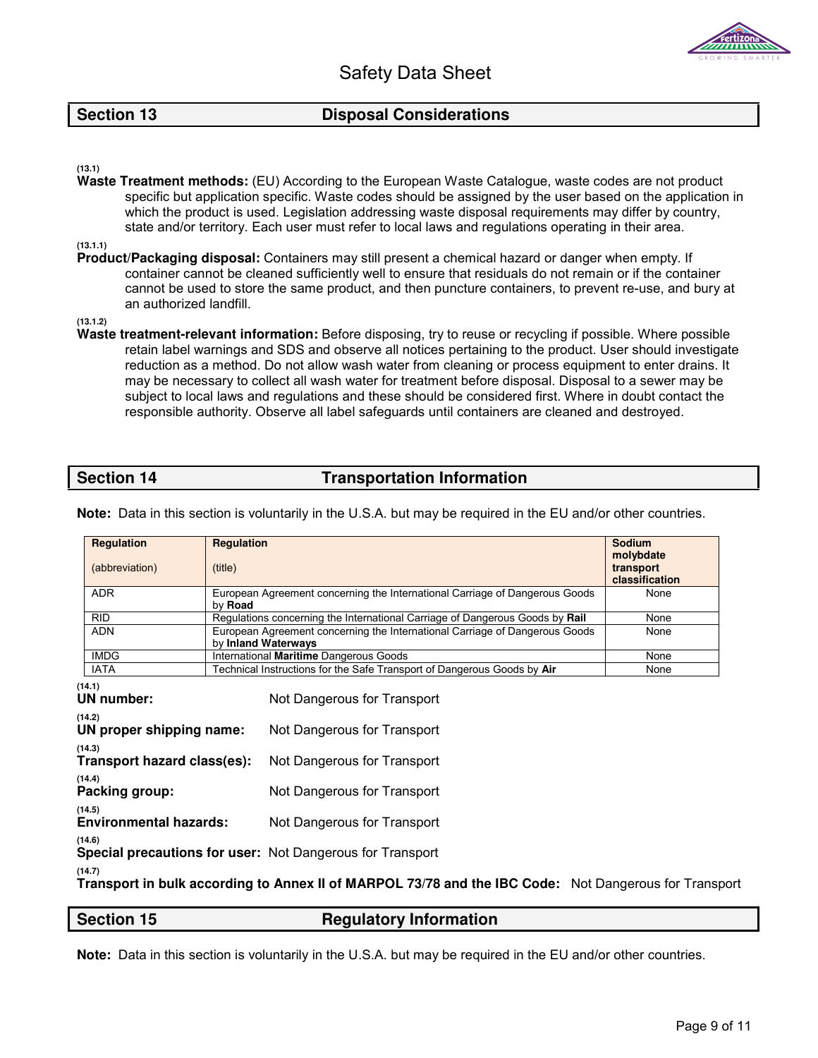Safety Data Sheet

## Section 13 Disposal Considerations

(13.1)
**Waste Treatment methods:** (EU) According to the European Waste Catalogue, waste codes are not product specific but application specific. Waste codes should be assigned by the user based on the application in which the product is used. Legislation addressing waste disposal requirements may differ by country, state and/or territory. Each user must refer to local laws and regulations operating in their area.

(13.1.1)
**Product/Packaging disposal:** Containers may still present a chemical hazard or danger when empty. If container cannot be cleaned sufficiently well to ensure that residuals do not remain or if the container cannot be used to store the same product, and then puncture containers, to prevent re-use, and bury at an authorized landfill.

(13.1.2)
**Waste treatment-relevant information:** Before disposing, try to reuse or recycling if possible. Where possible retain label warnings and SDS and observe all notices pertaining to the product. User should investigate reduction as a method. Do not allow wash water from cleaning or process equipment to enter drains. It may be necessary to collect all wash water for treatment before disposal. Disposal to a sewer may be subject to local laws and regulations and these should be considered first. Where in doubt contact the responsible authority. Observe all label safeguards until containers are cleaned and destroyed.

## Section 14 Transportation Information

**Note:** Data in this section is voluntarily in the U.S.A. but may be required in the EU and/or other countries.

| **Regulation** (abbreviation) | **Regulation** (title) | **Sodium molybdate transport classification** |
|---|---|---|
| ADR | European Agreement concerning the International Carriage of Dangerous Goods by **Road** | None |
| RID | Regulations concerning the International Carriage of Dangerous Goods by **Rail** | None |
| ADN | European Agreement concerning the International Carriage of Dangerous Goods by **Inland Waterways** | None |
| IMDG | International **Maritime** Dangerous Goods | None |
| IATA | Technical Instructions for the Safe Transport of Dangerous Goods by **Air** | None |

(14.1)
**UN number:** Not Dangerous for Transport

(14.2)
**UN proper shipping name:** Not Dangerous for Transport

(14.3)
**Transport hazard class(es):** Not Dangerous for Transport

(14.4)
**Packing group:** Not Dangerous for Transport

(14.5)
**Environmental hazards:** Not Dangerous for Transport

(14.6)
**Special precautions for user:** Not Dangerous for Transport

(14.7)
**Transport in bulk according to Annex II of MARPOL 73/78 and the IBC Code:** Not Dangerous for Transport

## Section 15 Regulatory Information

**Note:** Data in this section is voluntarily in the U.S.A. but may be required in the EU and/or other countries.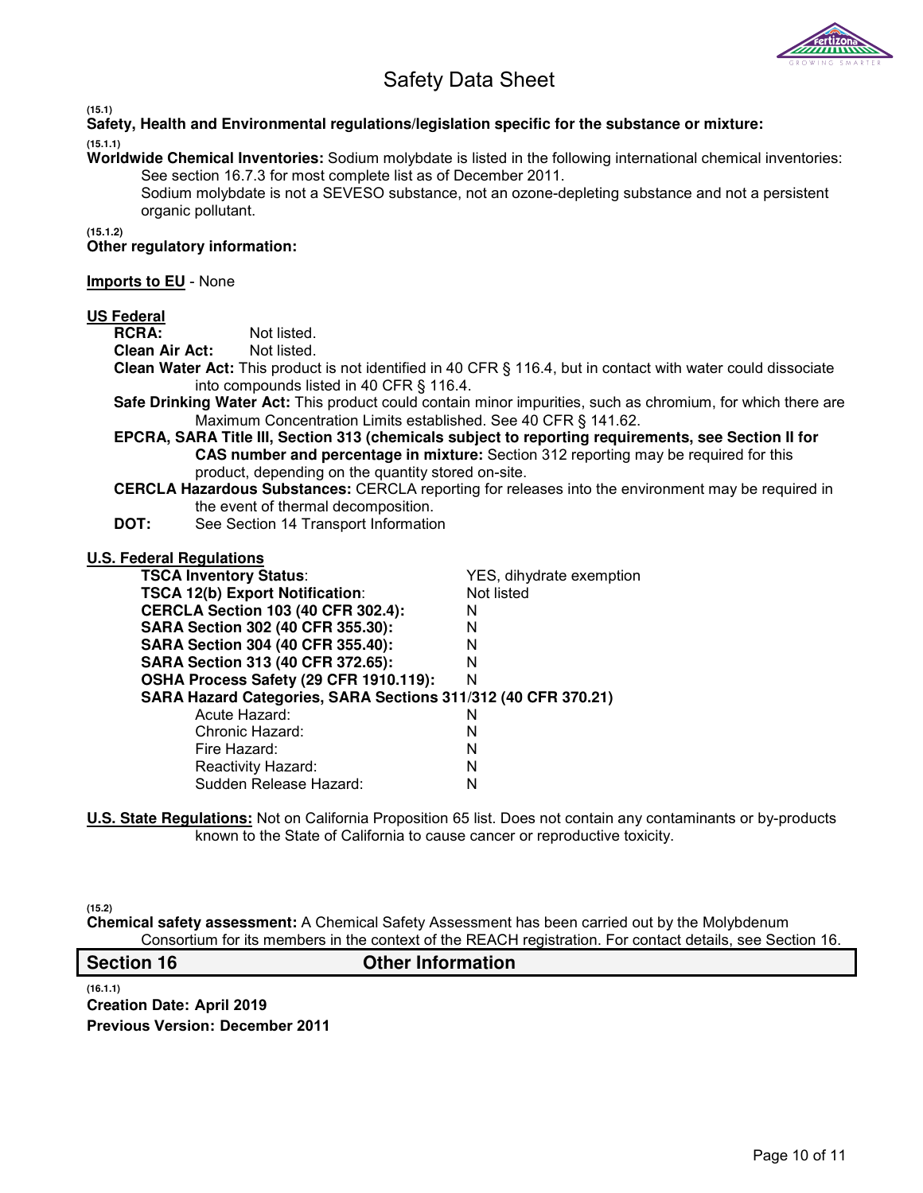# Safety Data Sheet

(15.1)

**Safety, Health and Environmental regulations/legislation specific for the substance or mixture:**

(15.1.1)

**Worldwide Chemical Inventories:** Sodium molybdate is listed in the following international chemical inventories: See section 16.7.3 for most complete list as of December 2011.

Sodium molybdate is not a SEVESO substance, not an ozone-depleting substance and not a persistent organic pollutant.

(15.1.2)

**Other regulatory information:**

**Imports to EU** - None

**US Federal**

**RCRA:** Not listed.

**Clean Air Act:** Not listed.

**Clean Water Act:** This product is not identified in 40 CFR § 116.4, but in contact with water could dissociate into compounds listed in 40 CFR § 116.4.

**Safe Drinking Water Act:** This product could contain minor impurities, such as chromium, for which there are Maximum Concentration Limits established. See 40 CFR § 141.62.

**EPCRA, SARA Title III, Section 313 (chemicals subject to reporting requirements, see Section II for CAS number and percentage in mixture:** Section 312 reporting may be required for this product, depending on the quantity stored on-site.

**CERCLA Hazardous Substances:** CERCLA reporting for releases into the environment may be required in the event of thermal decomposition.

**DOT:** See Section 14 Transport Information

**U.S. Federal Regulations**

| | |
|---|---|
| **TSCA Inventory Status**: | YES, dihydrate exemption |
| **TSCA 12(b) Export Notification**: | Not listed |
| **CERCLA Section 103 (40 CFR 302.4):** | N |
| **SARA Section 302 (40 CFR 355.30):** | N |
| **SARA Section 304 (40 CFR 355.40):** | N |
| **SARA Section 313 (40 CFR 372.65):** | N |
| **OSHA Process Safety (29 CFR 1910.119):** | N |
| **SARA Hazard Categories, SARA Sections 311/312 (40 CFR 370.21)** | |
| Acute Hazard: | N |
| Chronic Hazard: | N |
| Fire Hazard: | N |
| Reactivity Hazard: | N |
| Sudden Release Hazard: | N |

**U.S. State Regulations:** Not on California Proposition 65 list. Does not contain any contaminants or by-products known to the State of California to cause cancer or reproductive toxicity.

(15.2)

**Chemical safety assessment:** A Chemical Safety Assessment has been carried out by the Molybdenum Consortium for its members in the context of the REACH registration. For contact details, see Section 16.

## Section 16 Other Information

(16.1.1)

**Creation Date: April 2019**

**Previous Version: December 2011**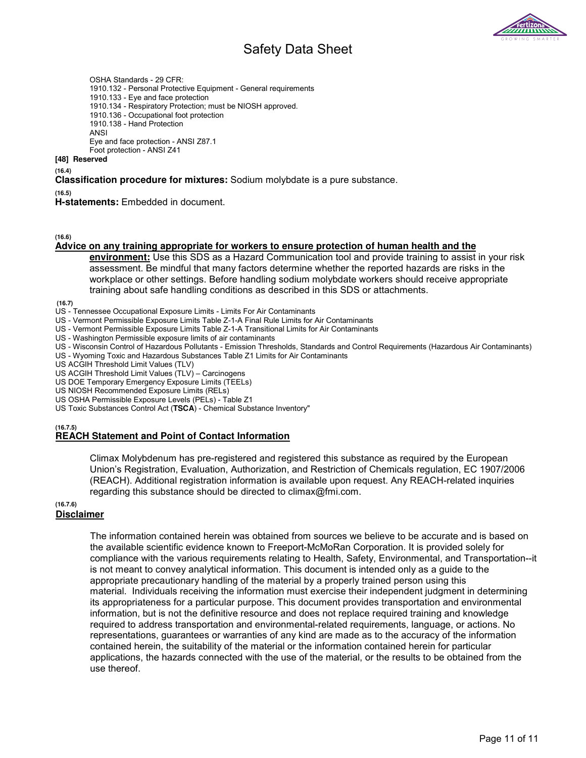OSHA Standards - 29 CFR:
1910.132 - Personal Protective Equipment - General requirements
1910.133 - Eye and face protection
1910.134 - Respiratory Protection; must be NIOSH approved.
1910.136 - Occupational foot protection
1910.138 - Hand Protection
ANSI
Eye and face protection - ANSI Z87.1
Foot protection - ANSI Z41

**[48] Reserved**

**(16.4)**

**Classification procedure for mixtures:** Sodium molybdate is a pure substance.

**(16.5)**

**H-statements:** Embedded in document.

**(16.6)**

**Advice on any training appropriate for workers to ensure protection of human health and the environment:** Use this SDS as a Hazard Communication tool and provide training to assist in your risk assessment. Be mindful that many factors determine whether the reported hazards are risks in the workplace or other settings. Before handling sodium molybdate workers should receive appropriate training about safe handling conditions as described in this SDS or attachments.

**(16.7)**

US - Tennessee Occupational Exposure Limits - Limits For Air Contaminants
US - Vermont Permissible Exposure Limits Table Z-1-A Final Rule Limits for Air Contaminants
US - Vermont Permissible Exposure Limits Table Z-1-A Transitional Limits for Air Contaminants
US - Washington Permissible exposure limits of air contaminants
US - Wisconsin Control of Hazardous Pollutants - Emission Thresholds, Standards and Control Requirements (Hazardous Air Contaminants)
US - Wyoming Toxic and Hazardous Substances Table Z1 Limits for Air Contaminants
US ACGIH Threshold Limit Values (TLV)
US ACGIH Threshold Limit Values (TLV) – Carcinogens
US DOE Temporary Emergency Exposure Limits (TEELs)
US NIOSH Recommended Exposure Limits (RELs)
US OSHA Permissible Exposure Levels (PELs) - Table Z1
US Toxic Substances Control Act (**TSCA**) - Chemical Substance Inventory"

**(16.7.5)**

## REACH Statement and Point of Contact Information

Climax Molybdenum has pre-registered and registered this substance as required by the European Union's Registration, Evaluation, Authorization, and Restriction of Chemicals regulation, EC 1907/2006 (REACH). Additional registration information is available upon request. Any REACH-related inquiries regarding this substance should be directed to climax@fmi.com.

**(16.7.6)**

## Disclaimer

The information contained herein was obtained from sources we believe to be accurate and is based on the available scientific evidence known to Freeport-McMoRan Corporation. It is provided solely for compliance with the various requirements relating to Health, Safety, Environmental, and Transportation--it is not meant to convey analytical information. This document is intended only as a guide to the appropriate precautionary handling of the material by a properly trained person using this material. Individuals receiving the information must exercise their independent judgment in determining its appropriateness for a particular purpose. This document provides transportation and environmental information, but is not the definitive resource and does not replace required training and knowledge required to address transportation and environmental-related requirements, language, or actions. No representations, guarantees or warranties of any kind are made as to the accuracy of the information contained herein, the suitability of the material or the information contained herein for particular applications, the hazards connected with the use of the material, or the results to be obtained from the use thereof.